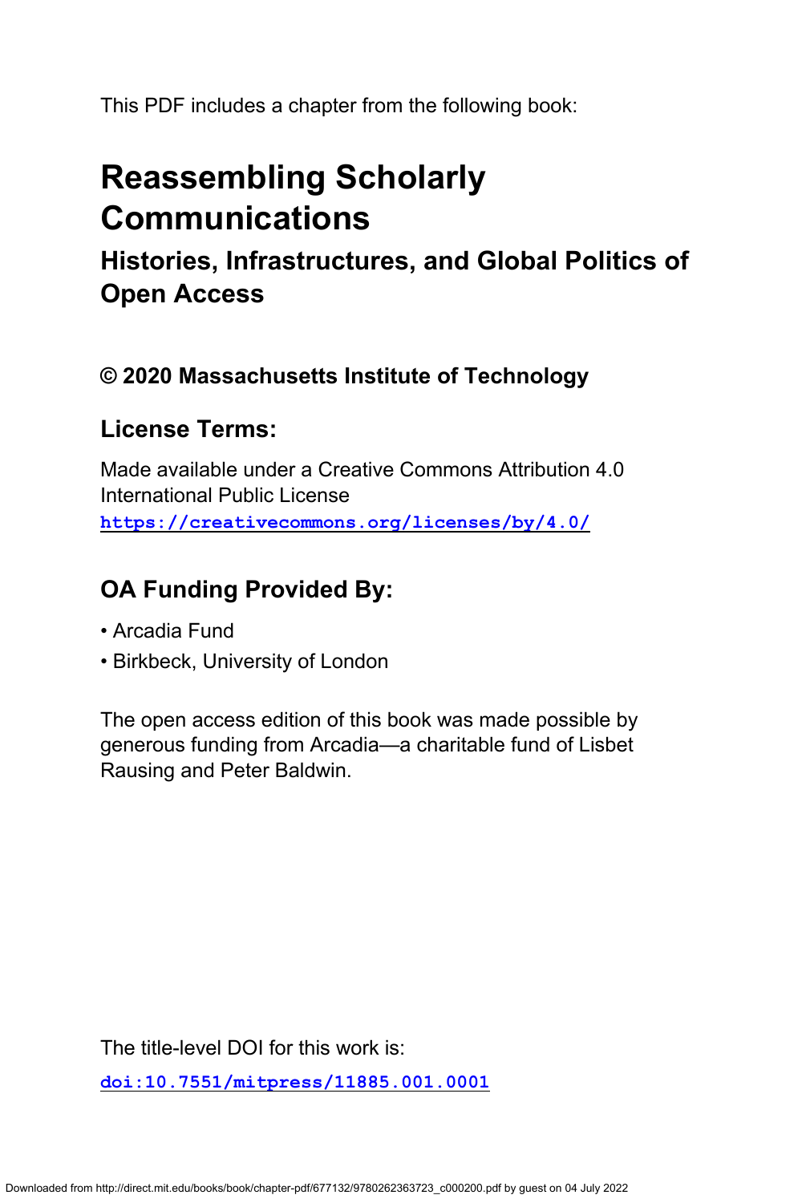This PDF includes a chapter from the following book:

# Reassembling Scholarly Communications

## Histories, Infrastructures, and Global Politics of Open Access

### © 2020 Massachusetts Institute of Technology

### License Terms:

Made available under a Creative Commons Attribution 4.0 International Public License
https://creativecommons.org/licenses/by/4.0/

### OA Funding Provided By:

- Arcadia Fund
- Birkbeck, University of London

The open access edition of this book was made possible by generous funding from Arcadia—a charitable fund of Lisbet Rausing and Peter Baldwin.

The title-level DOI for this work is:

doi:10.7551/mitpress/11885.001.0001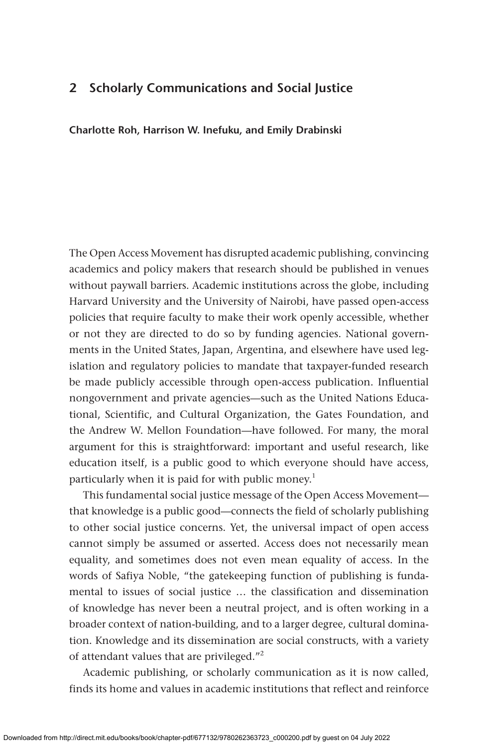## 2 Scholarly Communications and Social Justice

**Charlotte Roh, Harrison W. Inefuku, and Emily Drabinski**

The Open Access Movement has disrupted academic publishing, convincing academics and policy makers that research should be published in venues without paywall barriers. Academic institutions across the globe, including Harvard University and the University of Nairobi, have passed open-access policies that require faculty to make their work openly accessible, whether or not they are directed to do so by funding agencies. National governments in the United States, Japan, Argentina, and elsewhere have used legislation and regulatory policies to mandate that taxpayer-funded research be made publicly accessible through open-access publication. Influential nongovernment and private agencies—such as the United Nations Educational, Scientific, and Cultural Organization, the Gates Foundation, and the Andrew W. Mellon Foundation—have followed. For many, the moral argument for this is straightforward: important and useful research, like education itself, is a public good to which everyone should have access, particularly when it is paid for with public money.[1]

This fundamental social justice message of the Open Access Movement—that knowledge is a public good—connects the field of scholarly publishing to other social justice concerns. Yet, the universal impact of open access cannot simply be assumed or asserted. Access does not necessarily mean equality, and sometimes does not even mean equality of access. In the words of Safiya Noble, "the gatekeeping function of publishing is fundamental to issues of social justice … the classification and dissemination of knowledge has never been a neutral project, and is often working in a broader context of nation-building, and to a larger degree, cultural domination. Knowledge and its dissemination are social constructs, with a variety of attendant values that are privileged."[2]

Academic publishing, or scholarly communication as it is now called, finds its home and values in academic institutions that reflect and reinforce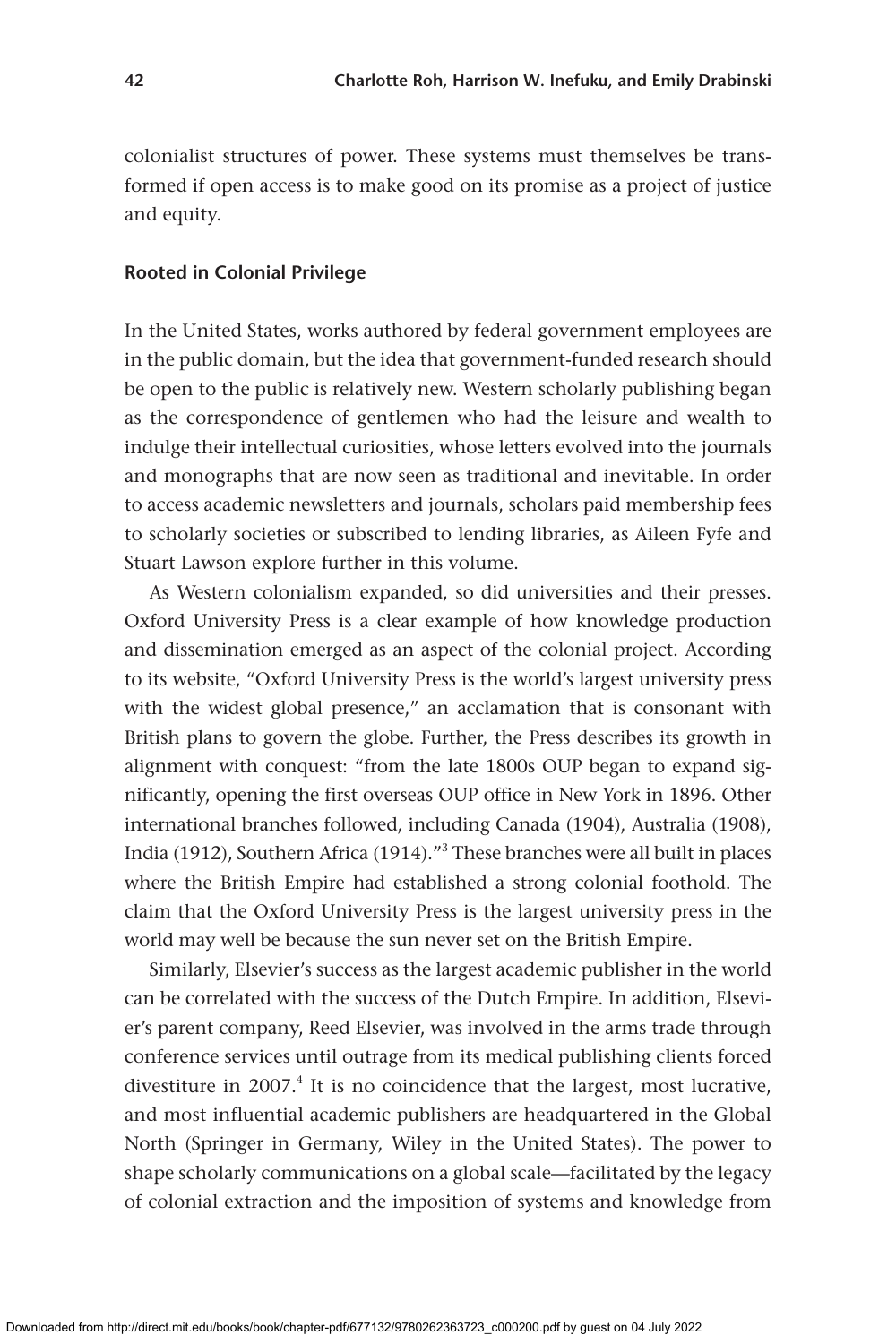colonialist structures of power. These systems must themselves be transformed if open access is to make good on its promise as a project of justice and equity.

### Rooted in Colonial Privilege

In the United States, works authored by federal government employees are in the public domain, but the idea that government-funded research should be open to the public is relatively new. Western scholarly publishing began as the correspondence of gentlemen who had the leisure and wealth to indulge their intellectual curiosities, whose letters evolved into the journals and monographs that are now seen as traditional and inevitable. In order to access academic newsletters and journals, scholars paid membership fees to scholarly societies or subscribed to lending libraries, as Aileen Fyfe and Stuart Lawson explore further in this volume.

As Western colonialism expanded, so did universities and their presses. Oxford University Press is a clear example of how knowledge production and dissemination emerged as an aspect of the colonial project. According to its website, "Oxford University Press is the world's largest university press with the widest global presence," an acclamation that is consonant with British plans to govern the globe. Further, the Press describes its growth in alignment with conquest: "from the late 1800s OUP began to expand significantly, opening the first overseas OUP office in New York in 1896. Other international branches followed, including Canada (1904), Australia (1908), India (1912), Southern Africa (1914)."[3] These branches were all built in places where the British Empire had established a strong colonial foothold. The claim that the Oxford University Press is the largest university press in the world may well be because the sun never set on the British Empire.

Similarly, Elsevier's success as the largest academic publisher in the world can be correlated with the success of the Dutch Empire. In addition, Elsevier's parent company, Reed Elsevier, was involved in the arms trade through conference services until outrage from its medical publishing clients forced divestiture in 2007.[4] It is no coincidence that the largest, most lucrative, and most influential academic publishers are headquartered in the Global North (Springer in Germany, Wiley in the United States). The power to shape scholarly communications on a global scale—facilitated by the legacy of colonial extraction and the imposition of systems and knowledge from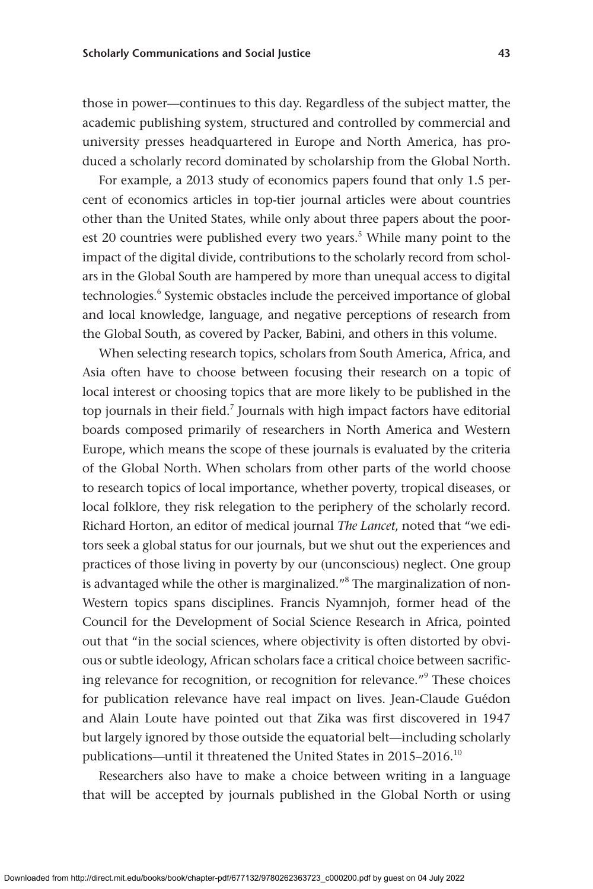those in power—continues to this day. Regardless of the subject matter, the academic publishing system, structured and controlled by commercial and university presses headquartered in Europe and North America, has produced a scholarly record dominated by scholarship from the Global North.

For example, a 2013 study of economics papers found that only 1.5 percent of economics articles in top-tier journal articles were about countries other than the United States, while only about three papers about the poorest 20 countries were published every two years.[5] While many point to the impact of the digital divide, contributions to the scholarly record from scholars in the Global South are hampered by more than unequal access to digital technologies.[6] Systemic obstacles include the perceived importance of global and local knowledge, language, and negative perceptions of research from the Global South, as covered by Packer, Babini, and others in this volume.

When selecting research topics, scholars from South America, Africa, and Asia often have to choose between focusing their research on a topic of local interest or choosing topics that are more likely to be published in the top journals in their field.[7] Journals with high impact factors have editorial boards composed primarily of researchers in North America and Western Europe, which means the scope of these journals is evaluated by the criteria of the Global North. When scholars from other parts of the world choose to research topics of local importance, whether poverty, tropical diseases, or local folklore, they risk relegation to the periphery of the scholarly record. Richard Horton, an editor of medical journal *The Lancet*, noted that "we editors seek a global status for our journals, but we shut out the experiences and practices of those living in poverty by our (unconscious) neglect. One group is advantaged while the other is marginalized."[8] The marginalization of non-Western topics spans disciplines. Francis Nyamnjoh, former head of the Council for the Development of Social Science Research in Africa, pointed out that "in the social sciences, where objectivity is often distorted by obvious or subtle ideology, African scholars face a critical choice between sacrificing relevance for recognition, or recognition for relevance."[9] These choices for publication relevance have real impact on lives. Jean-Claude Guédon and Alain Loute have pointed out that Zika was first discovered in 1947 but largely ignored by those outside the equatorial belt—including scholarly publications—until it threatened the United States in 2015–2016.[10]

Researchers also have to make a choice between writing in a language that will be accepted by journals published in the Global North or using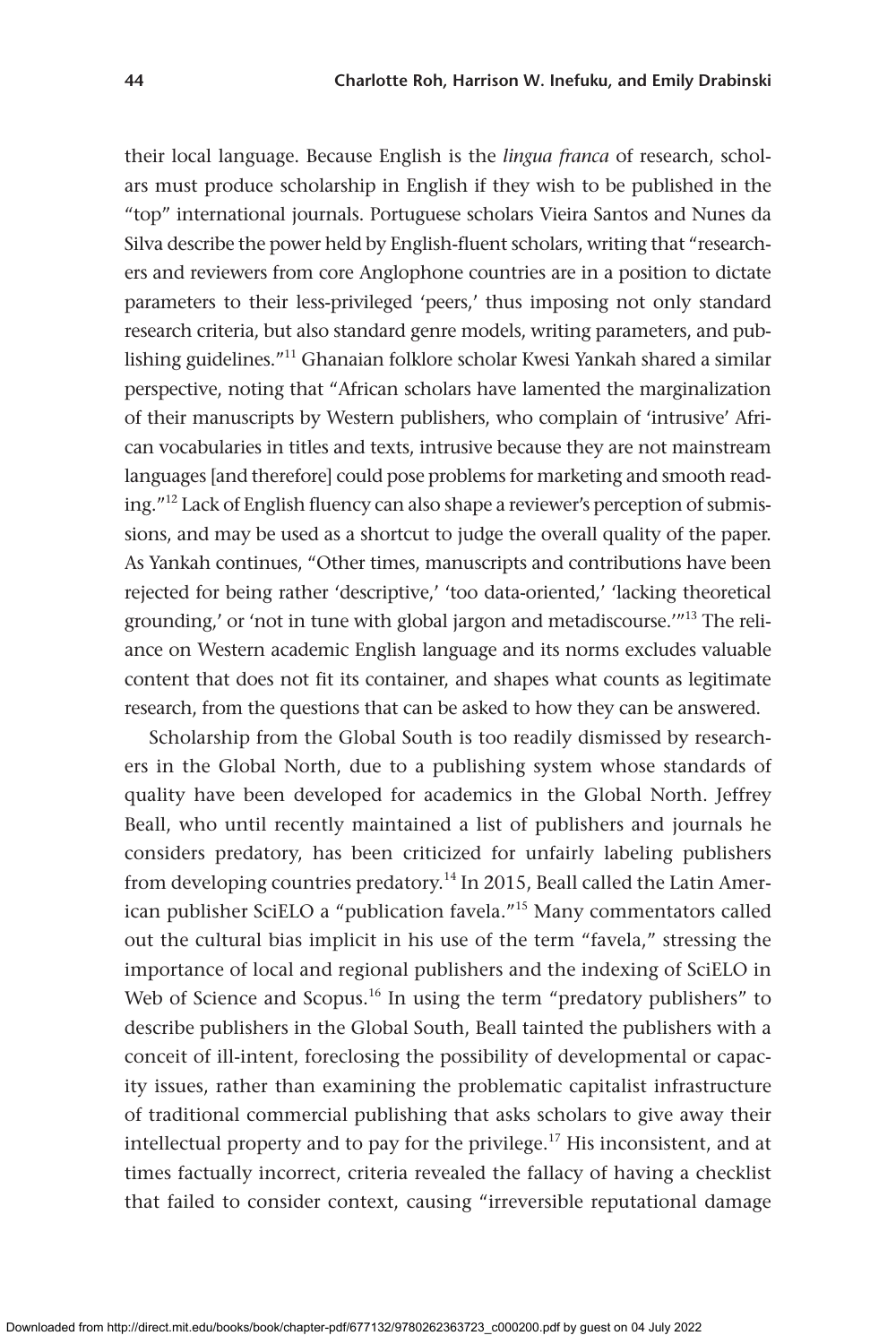their local language. Because English is the *lingua franca* of research, scholars must produce scholarship in English if they wish to be published in the "top" international journals. Portuguese scholars Vieira Santos and Nunes da Silva describe the power held by English-fluent scholars, writing that "researchers and reviewers from core Anglophone countries are in a position to dictate parameters to their less-privileged 'peers,' thus imposing not only standard research criteria, but also standard genre models, writing parameters, and publishing guidelines."[11] Ghanaian folklore scholar Kwesi Yankah shared a similar perspective, noting that "African scholars have lamented the marginalization of their manuscripts by Western publishers, who complain of 'intrusive' African vocabularies in titles and texts, intrusive because they are not mainstream languages [and therefore] could pose problems for marketing and smooth reading."[12] Lack of English fluency can also shape a reviewer's perception of submissions, and may be used as a shortcut to judge the overall quality of the paper. As Yankah continues, "Other times, manuscripts and contributions have been rejected for being rather 'descriptive,' 'too data-oriented,' 'lacking theoretical grounding,' or 'not in tune with global jargon and metadiscourse.'"[13] The reliance on Western academic English language and its norms excludes valuable content that does not fit its container, and shapes what counts as legitimate research, from the questions that can be asked to how they can be answered.

Scholarship from the Global South is too readily dismissed by researchers in the Global North, due to a publishing system whose standards of quality have been developed for academics in the Global North. Jeffrey Beall, who until recently maintained a list of publishers and journals he considers predatory, has been criticized for unfairly labeling publishers from developing countries predatory.[14] In 2015, Beall called the Latin American publisher SciELO a "publication favela."[15] Many commentators called out the cultural bias implicit in his use of the term "favela," stressing the importance of local and regional publishers and the indexing of SciELO in Web of Science and Scopus.[16] In using the term "predatory publishers" to describe publishers in the Global South, Beall tainted the publishers with a conceit of ill-intent, foreclosing the possibility of developmental or capacity issues, rather than examining the problematic capitalist infrastructure of traditional commercial publishing that asks scholars to give away their intellectual property and to pay for the privilege.[17] His inconsistent, and at times factually incorrect, criteria revealed the fallacy of having a checklist that failed to consider context, causing "irreversible reputational damage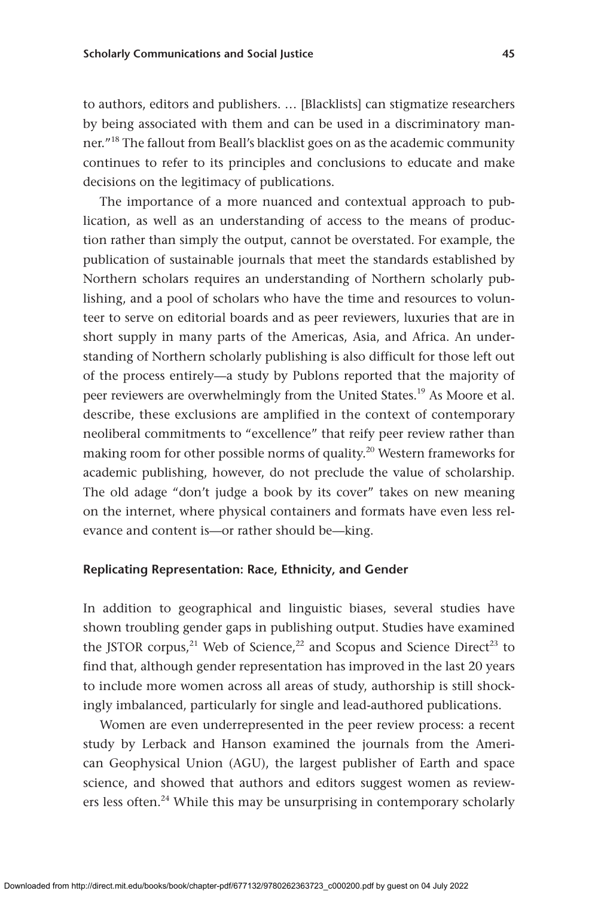to authors, editors and publishers. … [Blacklists] can stigmatize researchers by being associated with them and can be used in a discriminatory manner."[18] The fallout from Beall's blacklist goes on as the academic community continues to refer to its principles and conclusions to educate and make decisions on the legitimacy of publications.

The importance of a more nuanced and contextual approach to publication, as well as an understanding of access to the means of production rather than simply the output, cannot be overstated. For example, the publication of sustainable journals that meet the standards established by Northern scholars requires an understanding of Northern scholarly publishing, and a pool of scholars who have the time and resources to volunteer to serve on editorial boards and as peer reviewers, luxuries that are in short supply in many parts of the Americas, Asia, and Africa. An understanding of Northern scholarly publishing is also difficult for those left out of the process entirely—a study by Publons reported that the majority of peer reviewers are overwhelmingly from the United States.[19] As Moore et al. describe, these exclusions are amplified in the context of contemporary neoliberal commitments to "excellence" that reify peer review rather than making room for other possible norms of quality.[20] Western frameworks for academic publishing, however, do not preclude the value of scholarship. The old adage "don't judge a book by its cover" takes on new meaning on the internet, where physical containers and formats have even less relevance and content is—or rather should be—king.

### Replicating Representation: Race, Ethnicity, and Gender

In addition to geographical and linguistic biases, several studies have shown troubling gender gaps in publishing output. Studies have examined the JSTOR corpus,[21] Web of Science,[22] and Scopus and Science Direct[23] to find that, although gender representation has improved in the last 20 years to include more women across all areas of study, authorship is still shockingly imbalanced, particularly for single and lead-authored publications.

Women are even underrepresented in the peer review process: a recent study by Lerback and Hanson examined the journals from the American Geophysical Union (AGU), the largest publisher of Earth and space science, and showed that authors and editors suggest women as reviewers less often.[24] While this may be unsurprising in contemporary scholarly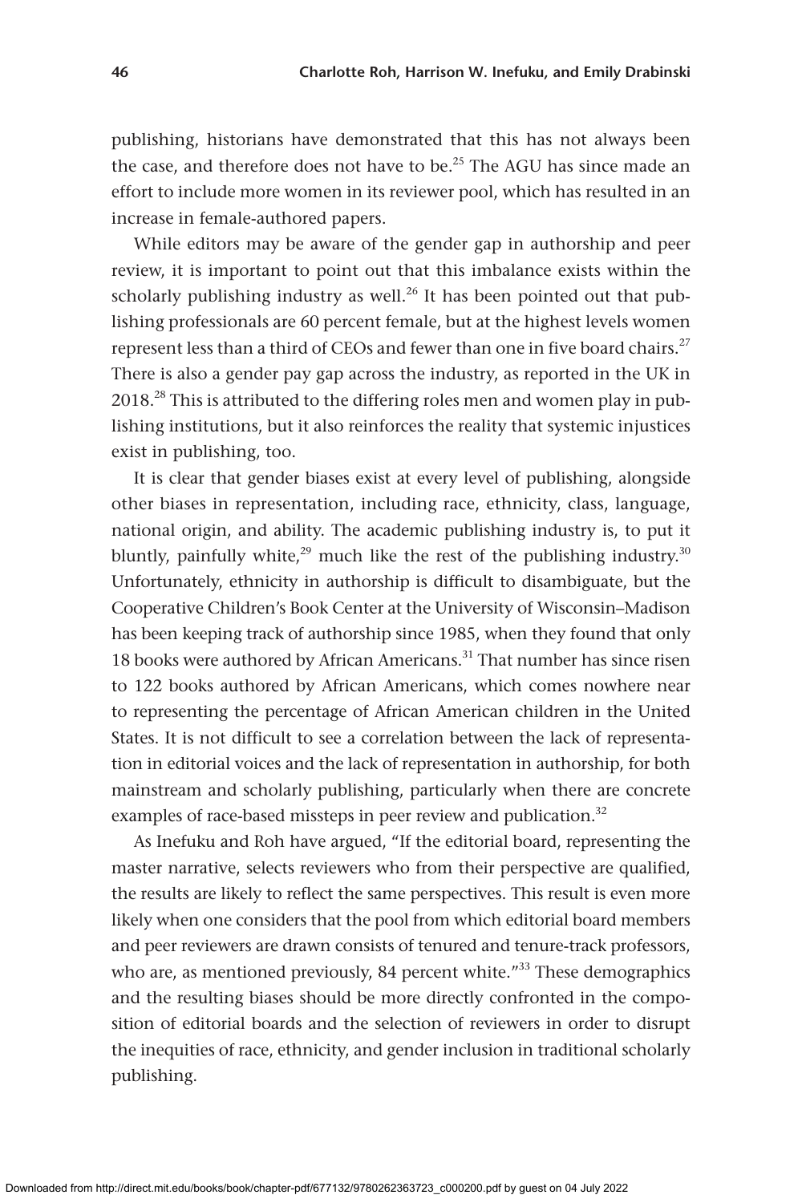publishing, historians have demonstrated that this has not always been the case, and therefore does not have to be.[25] The AGU has since made an effort to include more women in its reviewer pool, which has resulted in an increase in female-authored papers.

While editors may be aware of the gender gap in authorship and peer review, it is important to point out that this imbalance exists within the scholarly publishing industry as well.[26] It has been pointed out that publishing professionals are 60 percent female, but at the highest levels women represent less than a third of CEOs and fewer than one in five board chairs.[27] There is also a gender pay gap across the industry, as reported in the UK in 2018.[28] This is attributed to the differing roles men and women play in publishing institutions, but it also reinforces the reality that systemic injustices exist in publishing, too.

It is clear that gender biases exist at every level of publishing, alongside other biases in representation, including race, ethnicity, class, language, national origin, and ability. The academic publishing industry is, to put it bluntly, painfully white,[29] much like the rest of the publishing industry.[30] Unfortunately, ethnicity in authorship is difficult to disambiguate, but the Cooperative Children's Book Center at the University of Wisconsin–Madison has been keeping track of authorship since 1985, when they found that only 18 books were authored by African Americans.[31] That number has since risen to 122 books authored by African Americans, which comes nowhere near to representing the percentage of African American children in the United States. It is not difficult to see a correlation between the lack of representation in editorial voices and the lack of representation in authorship, for both mainstream and scholarly publishing, particularly when there are concrete examples of race-based missteps in peer review and publication.[32]

As Inefuku and Roh have argued, "If the editorial board, representing the master narrative, selects reviewers who from their perspective are qualified, the results are likely to reflect the same perspectives. This result is even more likely when one considers that the pool from which editorial board members and peer reviewers are drawn consists of tenured and tenure-track professors, who are, as mentioned previously, 84 percent white."[33] These demographics and the resulting biases should be more directly confronted in the composition of editorial boards and the selection of reviewers in order to disrupt the inequities of race, ethnicity, and gender inclusion in traditional scholarly publishing.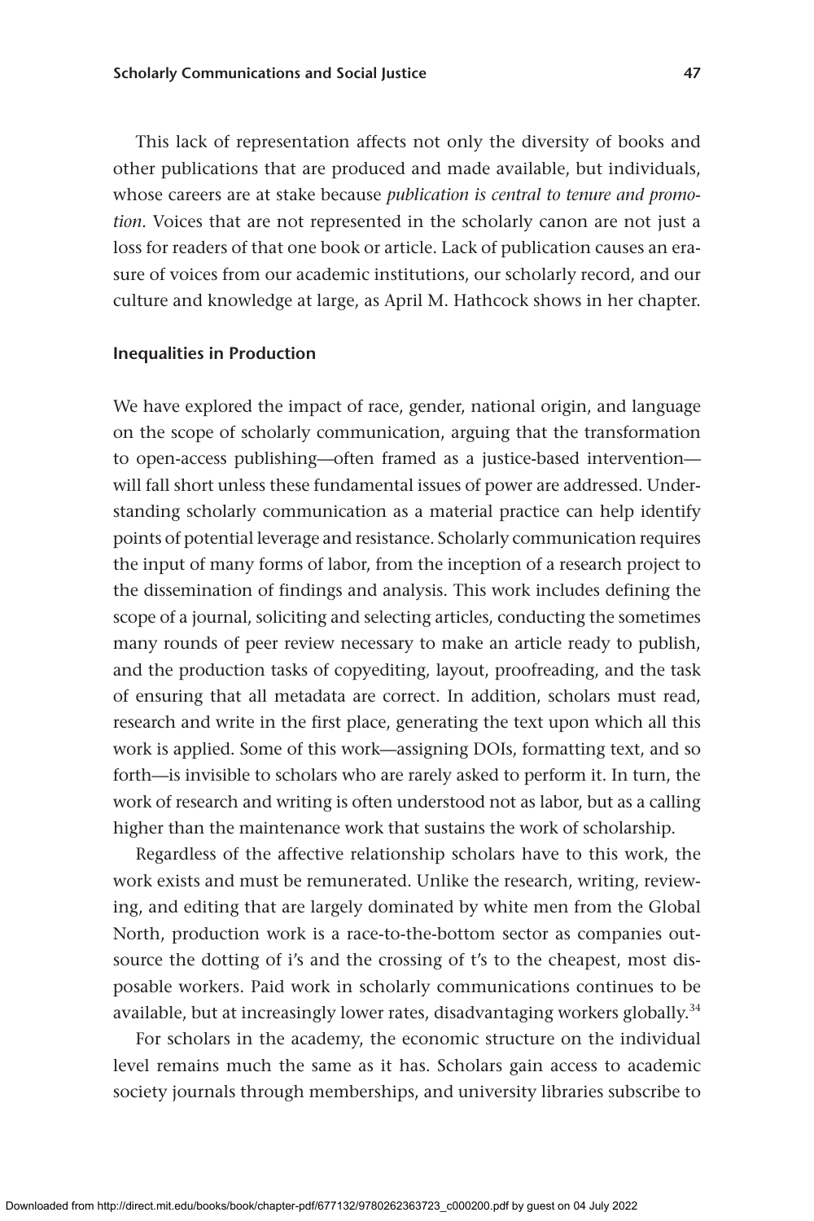This lack of representation affects not only the diversity of books and other publications that are produced and made available, but individuals, whose careers are at stake because *publication is central to tenure and promotion*. Voices that are not represented in the scholarly canon are not just a loss for readers of that one book or article. Lack of publication causes an erasure of voices from our academic institutions, our scholarly record, and our culture and knowledge at large, as April M. Hathcock shows in her chapter.

## Inequalities in Production

We have explored the impact of race, gender, national origin, and language on the scope of scholarly communication, arguing that the transformation to open-access publishing—often framed as a justice-based intervention—will fall short unless these fundamental issues of power are addressed. Understanding scholarly communication as a material practice can help identify points of potential leverage and resistance. Scholarly communication requires the input of many forms of labor, from the inception of a research project to the dissemination of findings and analysis. This work includes defining the scope of a journal, soliciting and selecting articles, conducting the sometimes many rounds of peer review necessary to make an article ready to publish, and the production tasks of copyediting, layout, proofreading, and the task of ensuring that all metadata are correct. In addition, scholars must read, research and write in the first place, generating the text upon which all this work is applied. Some of this work—assigning DOIs, formatting text, and so forth—is invisible to scholars who are rarely asked to perform it. In turn, the work of research and writing is often understood not as labor, but as a calling higher than the maintenance work that sustains the work of scholarship.

Regardless of the affective relationship scholars have to this work, the work exists and must be remunerated. Unlike the research, writing, reviewing, and editing that are largely dominated by white men from the Global North, production work is a race-to-the-bottom sector as companies outsource the dotting of i's and the crossing of t's to the cheapest, most disposable workers. Paid work in scholarly communications continues to be available, but at increasingly lower rates, disadvantaging workers globally.[34]

For scholars in the academy, the economic structure on the individual level remains much the same as it has. Scholars gain access to academic society journals through memberships, and university libraries subscribe to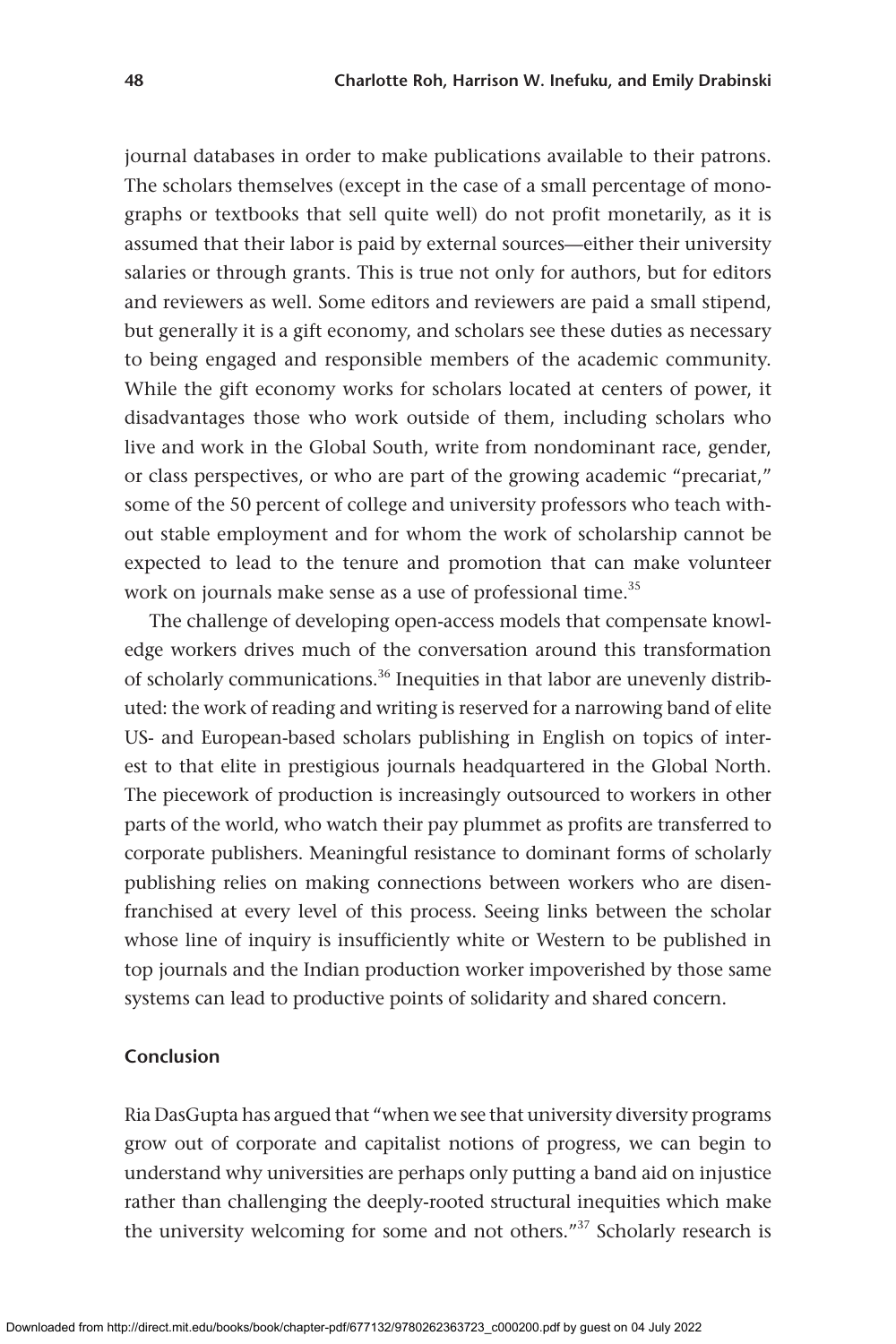journal databases in order to make publications available to their patrons. The scholars themselves (except in the case of a small percentage of monographs or textbooks that sell quite well) do not profit monetarily, as it is assumed that their labor is paid by external sources—either their university salaries or through grants. This is true not only for authors, but for editors and reviewers as well. Some editors and reviewers are paid a small stipend, but generally it is a gift economy, and scholars see these duties as necessary to being engaged and responsible members of the academic community. While the gift economy works for scholars located at centers of power, it disadvantages those who work outside of them, including scholars who live and work in the Global South, write from nondominant race, gender, or class perspectives, or who are part of the growing academic "precariat," some of the 50 percent of college and university professors who teach without stable employment and for whom the work of scholarship cannot be expected to lead to the tenure and promotion that can make volunteer work on journals make sense as a use of professional time.[35]

The challenge of developing open-access models that compensate knowledge workers drives much of the conversation around this transformation of scholarly communications.[36] Inequities in that labor are unevenly distributed: the work of reading and writing is reserved for a narrowing band of elite US- and European-based scholars publishing in English on topics of interest to that elite in prestigious journals headquartered in the Global North. The piecework of production is increasingly outsourced to workers in other parts of the world, who watch their pay plummet as profits are transferred to corporate publishers. Meaningful resistance to dominant forms of scholarly publishing relies on making connections between workers who are disenfranchised at every level of this process. Seeing links between the scholar whose line of inquiry is insufficiently white or Western to be published in top journals and the Indian production worker impoverished by those same systems can lead to productive points of solidarity and shared concern.

## Conclusion

Ria DasGupta has argued that "when we see that university diversity programs grow out of corporate and capitalist notions of progress, we can begin to understand why universities are perhaps only putting a band aid on injustice rather than challenging the deeply-rooted structural inequities which make the university welcoming for some and not others."[37] Scholarly research is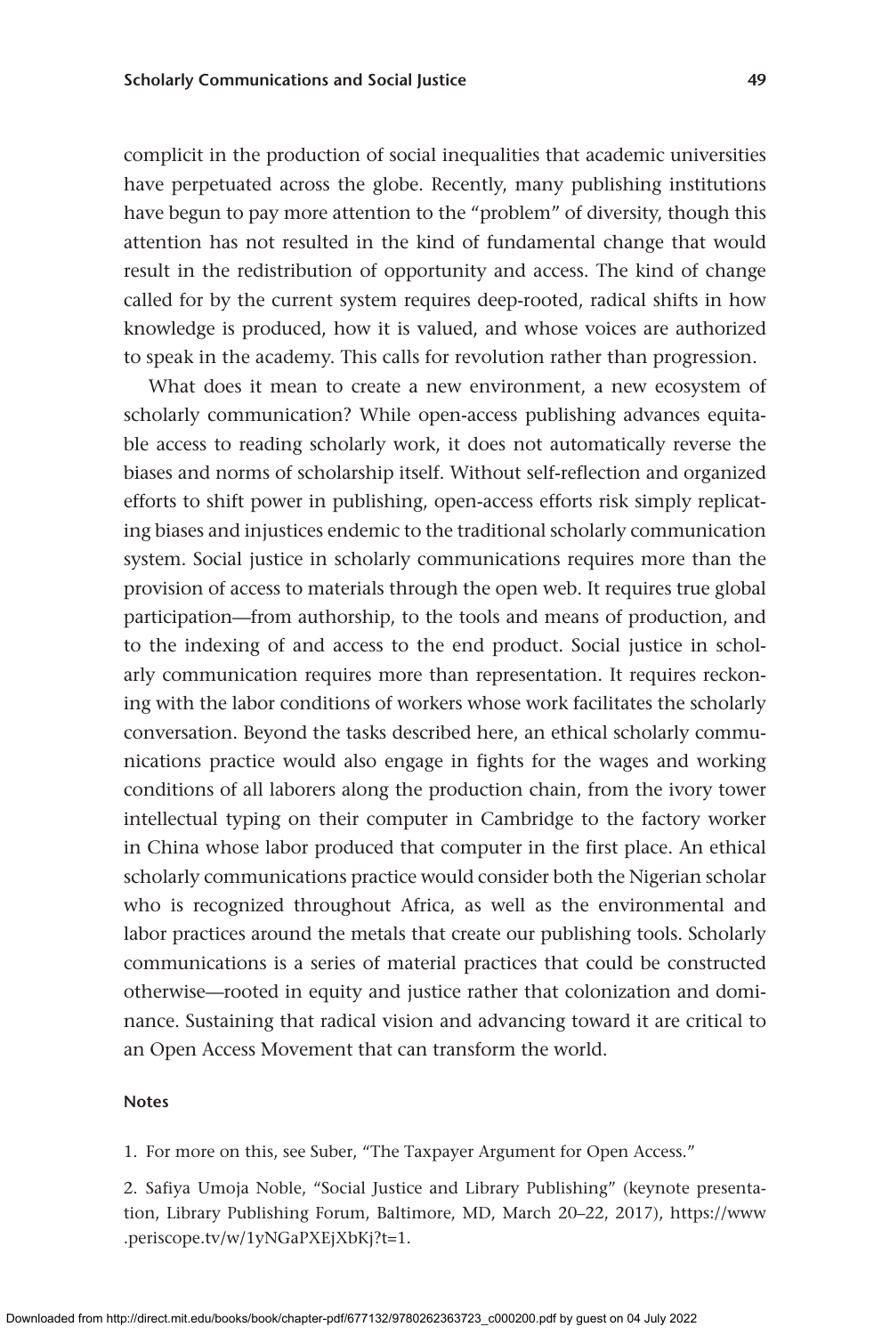complicit in the production of social inequalities that academic universities have perpetuated across the globe. Recently, many publishing institutions have begun to pay more attention to the "problem" of diversity, though this attention has not resulted in the kind of fundamental change that would result in the redistribution of opportunity and access. The kind of change called for by the current system requires deep-rooted, radical shifts in how knowledge is produced, how it is valued, and whose voices are authorized to speak in the academy. This calls for revolution rather than progression.

What does it mean to create a new environment, a new ecosystem of scholarly communication? While open-access publishing advances equitable access to reading scholarly work, it does not automatically reverse the biases and norms of scholarship itself. Without self-reflection and organized efforts to shift power in publishing, open-access efforts risk simply replicating biases and injustices endemic to the traditional scholarly communication system. Social justice in scholarly communications requires more than the provision of access to materials through the open web. It requires true global participation—from authorship, to the tools and means of production, and to the indexing of and access to the end product. Social justice in scholarly communication requires more than representation. It requires reckoning with the labor conditions of workers whose work facilitates the scholarly conversation. Beyond the tasks described here, an ethical scholarly communications practice would also engage in fights for the wages and working conditions of all laborers along the production chain, from the ivory tower intellectual typing on their computer in Cambridge to the factory worker in China whose labor produced that computer in the first place. An ethical scholarly communications practice would consider both the Nigerian scholar who is recognized throughout Africa, as well as the environmental and labor practices around the metals that create our publishing tools. Scholarly communications is a series of material practices that could be constructed otherwise—rooted in equity and justice rather that colonization and dominance. Sustaining that radical vision and advancing toward it are critical to an Open Access Movement that can transform the world.

### Notes

1. For more on this, see Suber, "The Taxpayer Argument for Open Access."

2. Safiya Umoja Noble, "Social Justice and Library Publishing" (keynote presentation, Library Publishing Forum, Baltimore, MD, March 20–22, 2017), https://www.periscope.tv/w/1yNGaPXEjXbKj?t=1.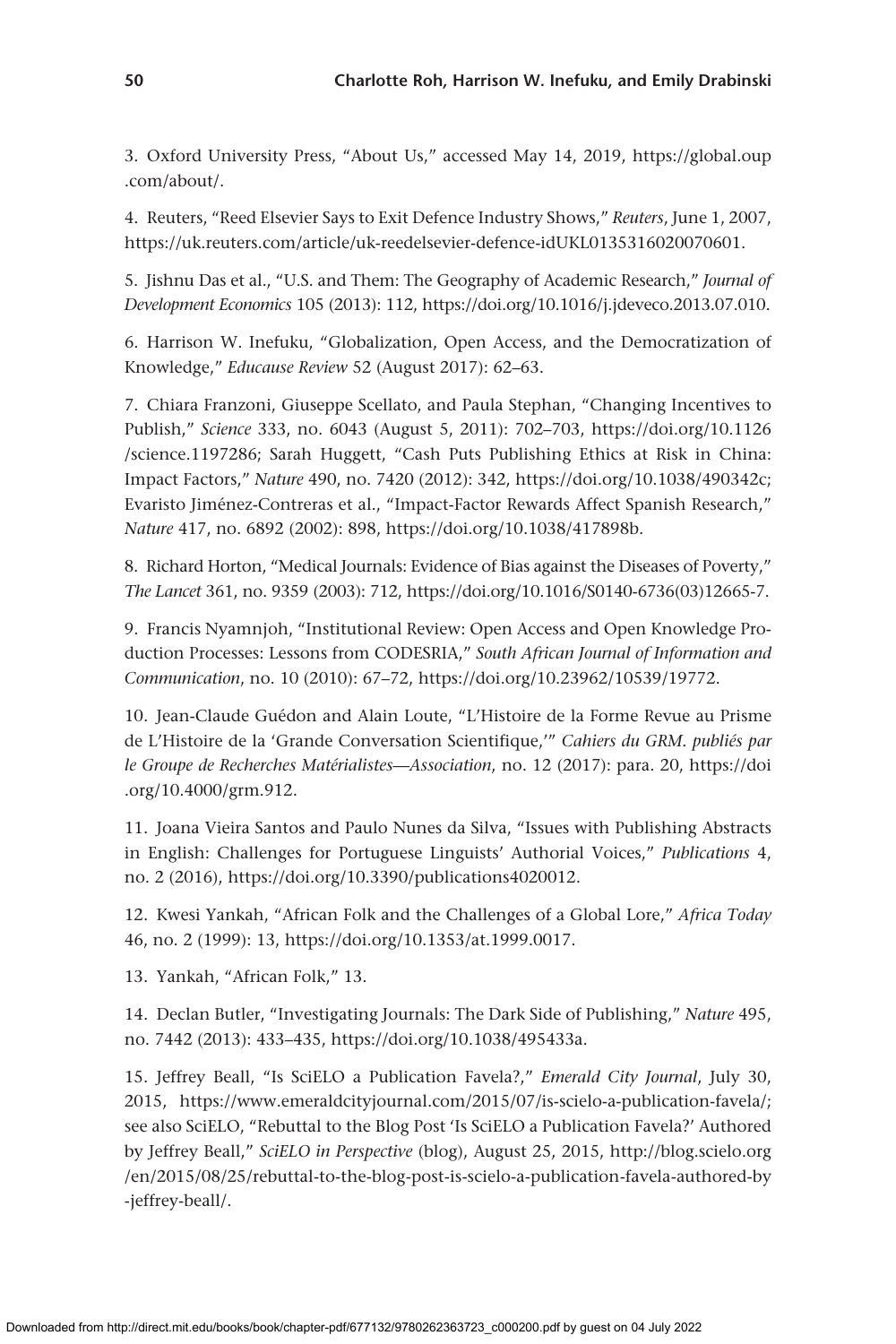3. Oxford University Press, “About Us,” accessed May 14, 2019, https://global.oup.com/about/.

4. Reuters, “Reed Elsevier Says to Exit Defence Industry Shows,” *Reuters*, June 1, 2007, https://uk.reuters.com/article/uk-reedelsevier-defence-idUKL0135316020070601.

5. Jishnu Das et al., “U.S. and Them: The Geography of Academic Research,” *Journal of Development Economics* 105 (2013): 112, https://doi.org/10.1016/j.jdeveco.2013.07.010.

6. Harrison W. Inefuku, “Globalization, Open Access, and the Democratization of Knowledge,” *Educause Review* 52 (August 2017): 62–63.

7. Chiara Franzoni, Giuseppe Scellato, and Paula Stephan, “Changing Incentives to Publish,” *Science* 333, no. 6043 (August 5, 2011): 702–703, https://doi.org/10.1126/science.1197286; Sarah Huggett, “Cash Puts Publishing Ethics at Risk in China: Impact Factors,” *Nature* 490, no. 7420 (2012): 342, https://doi.org/10.1038/490342c; Evaristo Jiménez-Contreras et al., “Impact-Factor Rewards Affect Spanish Research,” *Nature* 417, no. 6892 (2002): 898, https://doi.org/10.1038/417898b.

8. Richard Horton, “Medical Journals: Evidence of Bias against the Diseases of Poverty,” *The Lancet* 361, no. 9359 (2003): 712, https://doi.org/10.1016/S0140-6736(03)12665-7.

9. Francis Nyamnjoh, “Institutional Review: Open Access and Open Knowledge Production Processes: Lessons from CODESRIA,” *South African Journal of Information and Communication*, no. 10 (2010): 67–72, https://doi.org/10.23962/10539/19772.

10. Jean-Claude Guédon and Alain Loute, “L’Histoire de la Forme Revue au Prisme de L’Histoire de la ‘Grande Conversation Scientifique,’” *Cahiers du GRM. publiés par le Groupe de Recherches Matérialistes—Association*, no. 12 (2017): para. 20, https://doi.org/10.4000/grm.912.

11. Joana Vieira Santos and Paulo Nunes da Silva, “Issues with Publishing Abstracts in English: Challenges for Portuguese Linguists’ Authorial Voices,” *Publications* 4, no. 2 (2016), https://doi.org/10.3390/publications4020012.

12. Kwesi Yankah, “African Folk and the Challenges of a Global Lore,” *Africa Today* 46, no. 2 (1999): 13, https://doi.org/10.1353/at.1999.0017.

13. Yankah, “African Folk,” 13.

14. Declan Butler, “Investigating Journals: The Dark Side of Publishing,” *Nature* 495, no. 7442 (2013): 433–435, https://doi.org/10.1038/495433a.

15. Jeffrey Beall, “Is SciELO a Publication Favela?,” *Emerald City Journal*, July 30, 2015, https://www.emeraldcityjournal.com/2015/07/is-scielo-a-publication-favela/; see also SciELO, “Rebuttal to the Blog Post ‘Is SciELO a Publication Favela?’ Authored by Jeffrey Beall,” *SciELO in Perspective* (blog), August 25, 2015, http://blog.scielo.org/en/2015/08/25/rebuttal-to-the-blog-post-is-scielo-a-publication-favela-authored-by-jeffrey-beall/.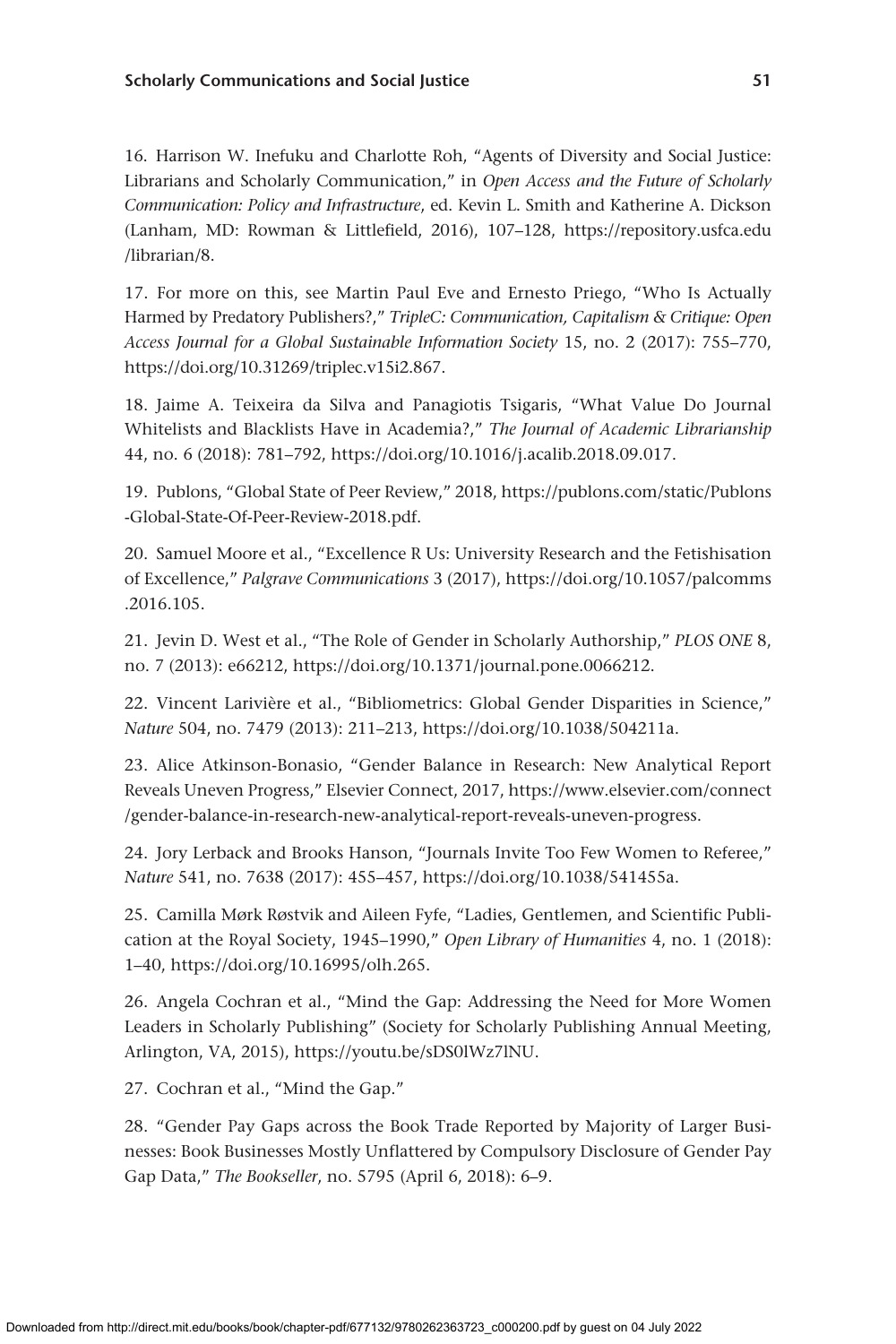16. Harrison W. Inefuku and Charlotte Roh, "Agents of Diversity and Social Justice: Librarians and Scholarly Communication," in *Open Access and the Future of Scholarly Communication: Policy and Infrastructure*, ed. Kevin L. Smith and Katherine A. Dickson (Lanham, MD: Rowman & Littlefield, 2016), 107–128, https://repository.usfca.edu/librarian/8.

17. For more on this, see Martin Paul Eve and Ernesto Priego, "Who Is Actually Harmed by Predatory Publishers?," *TripleC: Communication, Capitalism & Critique: Open Access Journal for a Global Sustainable Information Society* 15, no. 2 (2017): 755–770, https://doi.org/10.31269/triplec.v15i2.867.

18. Jaime A. Teixeira da Silva and Panagiotis Tsigaris, "What Value Do Journal Whitelists and Blacklists Have in Academia?," *The Journal of Academic Librarianship* 44, no. 6 (2018): 781–792, https://doi.org/10.1016/j.acalib.2018.09.017.

19. Publons, "Global State of Peer Review," 2018, https://publons.com/static/Publons-Global-State-Of-Peer-Review-2018.pdf.

20. Samuel Moore et al., "Excellence R Us: University Research and the Fetishisation of Excellence," *Palgrave Communications* 3 (2017), https://doi.org/10.1057/palcomms.2016.105.

21. Jevin D. West et al., "The Role of Gender in Scholarly Authorship," *PLOS ONE* 8, no. 7 (2013): e66212, https://doi.org/10.1371/journal.pone.0066212.

22. Vincent Larivière et al., "Bibliometrics: Global Gender Disparities in Science," *Nature* 504, no. 7479 (2013): 211–213, https://doi.org/10.1038/504211a.

23. Alice Atkinson-Bonasio, "Gender Balance in Research: New Analytical Report Reveals Uneven Progress," Elsevier Connect, 2017, https://www.elsevier.com/connect/gender-balance-in-research-new-analytical-report-reveals-uneven-progress.

24. Jory Lerback and Brooks Hanson, "Journals Invite Too Few Women to Referee," *Nature* 541, no. 7638 (2017): 455–457, https://doi.org/10.1038/541455a.

25. Camilla Mørk Røstvik and Aileen Fyfe, "Ladies, Gentlemen, and Scientific Publication at the Royal Society, 1945–1990," *Open Library of Humanities* 4, no. 1 (2018): 1–40, https://doi.org/10.16995/olh.265.

26. Angela Cochran et al., "Mind the Gap: Addressing the Need for More Women Leaders in Scholarly Publishing" (Society for Scholarly Publishing Annual Meeting, Arlington, VA, 2015), https://youtu.be/sDS0lWz7lNU.

27. Cochran et al., "Mind the Gap."

28. "Gender Pay Gaps across the Book Trade Reported by Majority of Larger Businesses: Book Businesses Mostly Unflattered by Compulsory Disclosure of Gender Pay Gap Data," *The Bookseller*, no. 5795 (April 6, 2018): 6–9.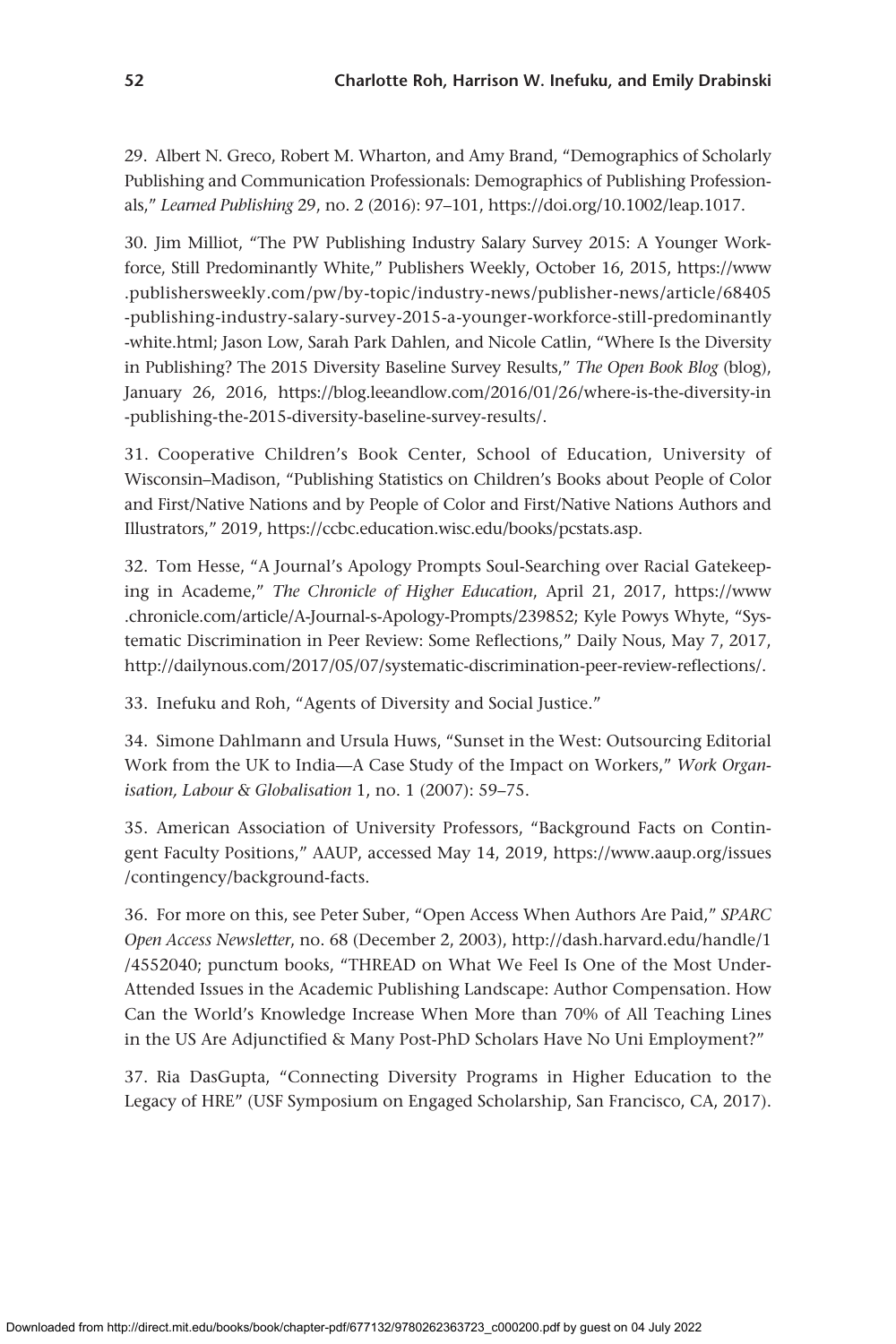29. Albert N. Greco, Robert M. Wharton, and Amy Brand, "Demographics of Scholarly Publishing and Communication Professionals: Demographics of Publishing Professionals," *Learned Publishing* 29, no. 2 (2016): 97–101, https://doi.org/10.1002/leap.1017.

30. Jim Milliot, "The PW Publishing Industry Salary Survey 2015: A Younger Workforce, Still Predominantly White," Publishers Weekly, October 16, 2015, https://www.publishersweekly.com/pw/by-topic/industry-news/publisher-news/article/68405-publishing-industry-salary-survey-2015-a-younger-workforce-still-predominantly-white.html; Jason Low, Sarah Park Dahlen, and Nicole Catlin, "Where Is the Diversity in Publishing? The 2015 Diversity Baseline Survey Results," *The Open Book Blog* (blog), January 26, 2016, https://blog.leeandlow.com/2016/01/26/where-is-the-diversity-in-publishing-the-2015-diversity-baseline-survey-results/.

31. Cooperative Children's Book Center, School of Education, University of Wisconsin–Madison, "Publishing Statistics on Children's Books about People of Color and First/Native Nations and by People of Color and First/Native Nations Authors and Illustrators," 2019, https://ccbc.education.wisc.edu/books/pcstats.asp.

32. Tom Hesse, "A Journal's Apology Prompts Soul-Searching over Racial Gatekeeping in Academe," *The Chronicle of Higher Education*, April 21, 2017, https://www.chronicle.com/article/A-Journal-s-Apology-Prompts/239852; Kyle Powys Whyte, "Systematic Discrimination in Peer Review: Some Reflections," Daily Nous, May 7, 2017, http://dailynous.com/2017/05/07/systematic-discrimination-peer-review-reflections/.

33. Inefuku and Roh, "Agents of Diversity and Social Justice."

34. Simone Dahlmann and Ursula Huws, "Sunset in the West: Outsourcing Editorial Work from the UK to India—A Case Study of the Impact on Workers," *Work Organisation, Labour & Globalisation* 1, no. 1 (2007): 59–75.

35. American Association of University Professors, "Background Facts on Contingent Faculty Positions," AAUP, accessed May 14, 2019, https://www.aaup.org/issues/contingency/background-facts.

36. For more on this, see Peter Suber, "Open Access When Authors Are Paid," *SPARC Open Access Newsletter*, no. 68 (December 2, 2003), http://dash.harvard.edu/handle/1/4552040; punctum books, "THREAD on What We Feel Is One of the Most Under-Attended Issues in the Academic Publishing Landscape: Author Compensation. How Can the World's Knowledge Increase When More than 70% of All Teaching Lines in the US Are Adjunctified & Many Post-PhD Scholars Have No Uni Employment?"

37. Ria DasGupta, "Connecting Diversity Programs in Higher Education to the Legacy of HRE" (USF Symposium on Engaged Scholarship, San Francisco, CA, 2017).